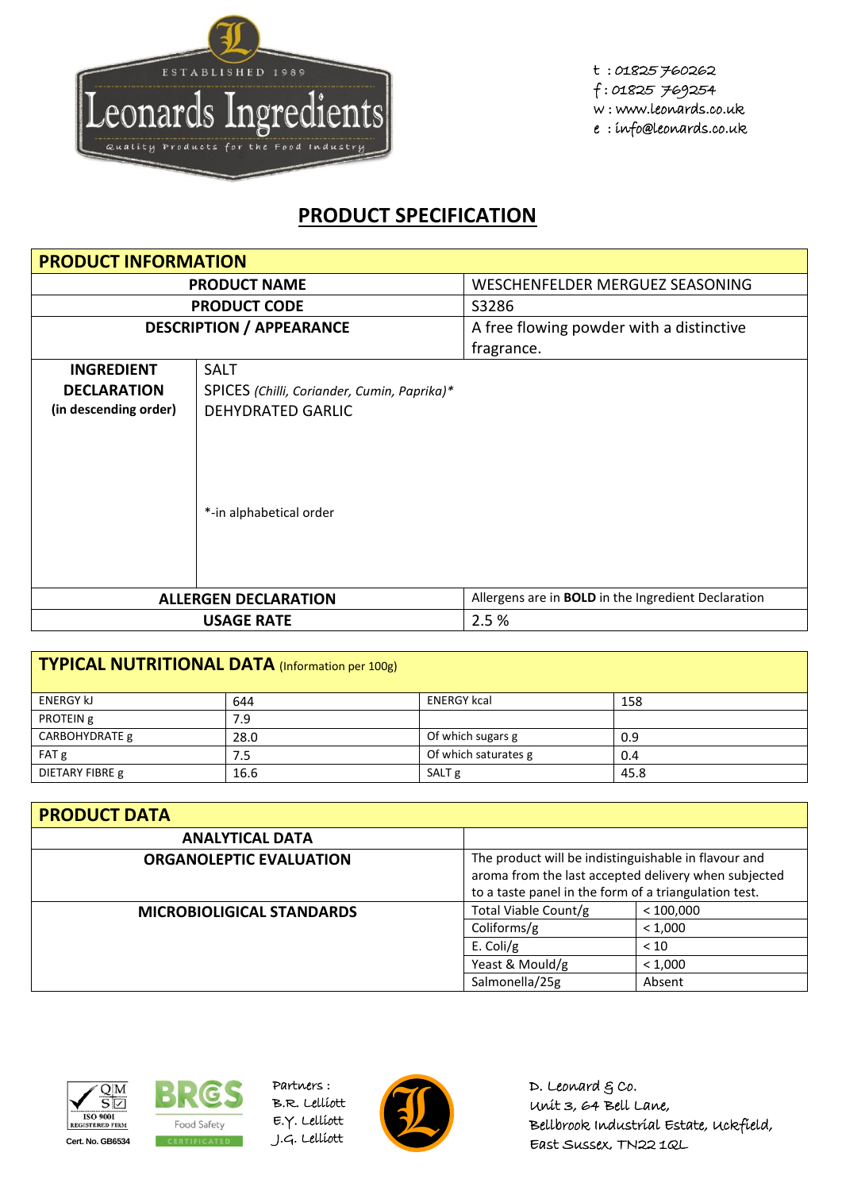ESTABLISHED 1989

# Leonards Ingredients

Quality Products for the Food Industry

t : 01825 760262
f : 01825 769254
w : www.leonards.co.uk
e : info@leonards.co.uk

## PRODUCT SPECIFICATION

| **PRODUCT INFORMATION** | |
|---|---|
| **PRODUCT NAME** | WESCHENFELDER MERGUEZ SEASONING |
| **PRODUCT CODE** | S3286 |
| **DESCRIPTION / APPEARANCE** | A free flowing powder with a distinctive fragrance. |
| **INGREDIENT DECLARATION (in descending order)** | SALT<br>SPICES *(Chilli, Coriander, Cumin, Paprika)**<br>DEHYDRATED GARLIC<br><br>*-in alphabetical order |
| **ALLERGEN DECLARATION** | Allergens are in **BOLD** in the Ingredient Declaration |
| **USAGE RATE** | 2.5 % |

| **TYPICAL NUTRITIONAL DATA** (Information per 100g) | | | |
|---|---|---|---|
| ENERGY kJ | 644 | ENERGY kcal | 158 |
| PROTEIN g | 7.9 | | |
| CARBOHYDRATE g | 28.0 | Of which sugars g | 0.9 |
| FAT g | 7.5 | Of which saturates g | 0.4 |
| DIETARY FIBRE g | 16.6 | SALT g | 45.8 |

| **PRODUCT DATA** | | |
|---|---|---|
| **ANALYTICAL DATA** | | |
| **ORGANOLEPTIC EVALUATION** | The product will be indistinguishable in flavour and aroma from the last accepted delivery when subjected to a taste panel in the form of a triangulation test. | |
| **MICROBIOLIGICAL STANDARDS** | Total Viable Count/g | < 100,000 |
| | Coliforms/g | < 1,000 |
| | E. Coli/g | < 10 |
| | Yeast & Mould/g | < 1,000 |
| | Salmonella/25g | Absent |

QMS ISO 9001 REGISTERED FIRM Cert. No. GB6534

BRCGS Food Safety CERTIFICATED

Partners :
B.R. Lelliott
E.Y. Lelliott
J.G. Lelliott

D. Leonard & Co.
Unit 3, 64 Bell Lane,
Bellbrook Industrial Estate, Uckfield,
East Sussex, TN22 1QL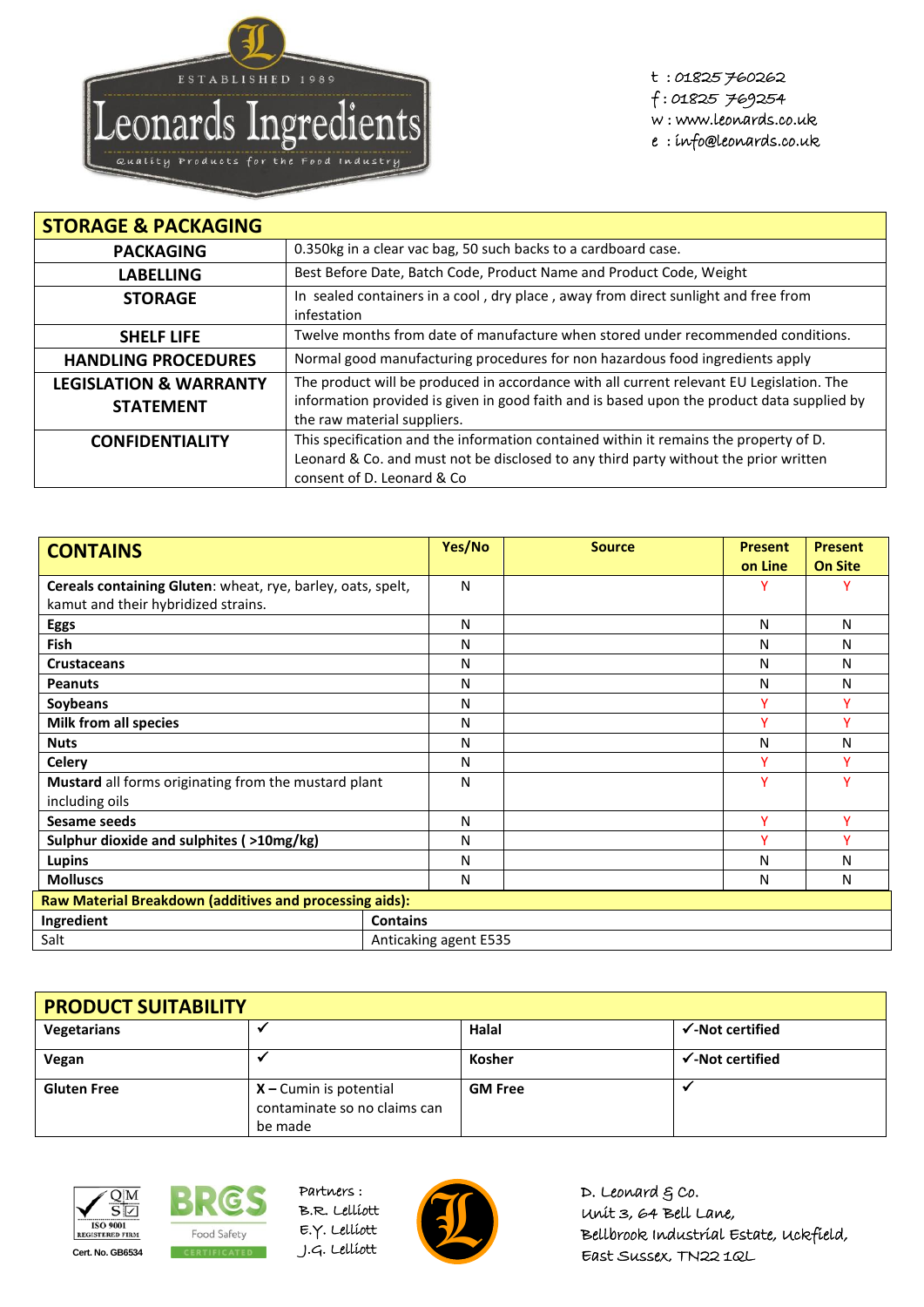Leonards Ingredients
ESTABLISHED 1989
Quality Products for the Food Industry

t : 01825 760262
f : 01825 769254
w : www.leonards.co.uk
e : info@leonards.co.uk

| STORAGE & PACKAGING | |
|---|---|
| **PACKAGING** | 0.350kg in a clear vac bag, 50 such backs to a cardboard case. |
| **LABELLING** | Best Before Date, Batch Code, Product Name and Product Code, Weight |
| **STORAGE** | In sealed containers in a cool , dry place , away from direct sunlight and free from infestation |
| **SHELF LIFE** | Twelve months from date of manufacture when stored under recommended conditions. |
| **HANDLING PROCEDURES** | Normal good manufacturing procedures for non hazardous food ingredients apply |
| **LEGISLATION & WARRANTY STATEMENT** | The product will be produced in accordance with all current relevant EU Legislation. The information provided is given in good faith and is based upon the product data supplied by the raw material suppliers. |
| **CONFIDENTIALITY** | This specification and the information contained within it remains the property of D. Leonard & Co. and must not be disclosed to any third party without the prior written consent of D. Leonard & Co |

| CONTAINS | Yes/No | Source | Present on Line | Present On Site |
|---|---|---|---|---|
| **Cereals containing Gluten**: wheat, rye, barley, oats, spelt, kamut and their hybridized strains. | N | | Y | Y |
| **Eggs** | N | | N | N |
| **Fish** | N | | N | N |
| **Crustaceans** | N | | N | N |
| **Peanuts** | N | | N | N |
| **Soybeans** | N | | Y | Y |
| **Milk from all species** | N | | Y | Y |
| **Nuts** | N | | N | N |
| **Celery** | N | | Y | Y |
| **Mustard** all forms originating from the mustard plant including oils | N | | Y | Y |
| **Sesame seeds** | N | | Y | Y |
| **Sulphur dioxide and sulphites ( >10mg/kg)** | N | | Y | Y |
| **Lupins** | N | | N | N |
| **Molluscs** | N | | N | N |

**Raw Material Breakdown (additives and processing aids):**

| Ingredient | Contains |
|---|---|
| Salt | Anticaking agent E535 |

| PRODUCT SUITABILITY | | | |
|---|---|---|---|
| **Vegetarians** | ✔ | **Halal** | **✔-Not certified** |
| **Vegan** | ✔ | **Kosher** | **✔-Not certified** |
| **Gluten Free** | **X –** Cumin is potential contaminate so no claims can be made | **GM Free** | ✔ |

QMS ISO 9001 REGISTERED FIRM Cert. No. GB6534

BRCGS Food Safety CERTIFICATED

Partners :
B.R. Lelliott
E.Y. Lelliott
J.G. Lelliott

D. Leonard & Co.
Unit 3, 64 Bell Lane,
Bellbrook Industrial Estate, Uckfield,
East Sussex, TN22 1QL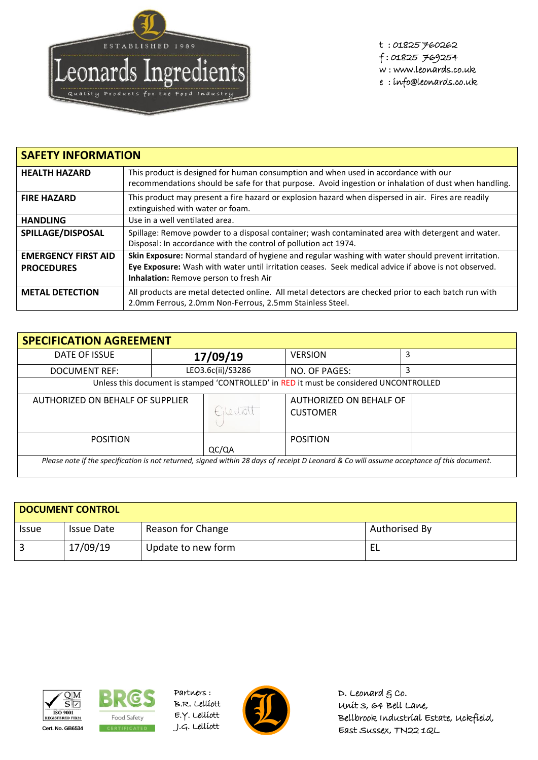ESTABLISHED 1989

Leonards Ingredients

Quality Products for the Food Industry

t : 01825 760262
f : 01825 769254
w : www.leonards.co.uk
e : info@leonards.co.uk

| SAFETY INFORMATION | |
|---|---|
| **HEALTH HAZARD** | This product is designed for human consumption and when used in accordance with our recommendations should be safe for that purpose. Avoid ingestion or inhalation of dust when handling. |
| **FIRE HAZARD** | This product may present a fire hazard or explosion hazard when dispersed in air. Fires are readily extinguished with water or foam. |
| **HANDLING** | Use in a well ventilated area. |
| **SPILLAGE/DISPOSAL** | Spillage: Remove powder to a disposal container; wash contaminated area with detergent and water. Disposal: In accordance with the control of pollution act 1974. |
| **EMERGENCY FIRST AID PROCEDURES** | **Skin Exposure:** Normal standard of hygiene and regular washing with water should prevent irritation. **Eye Exposure:** Wash with water until irritation ceases. Seek medical advice if above is not observed. **Inhalation:** Remove person to fresh Air |
| **METAL DETECTION** | All products are metal detected online. All metal detectors are checked prior to each batch run with 2.0mm Ferrous, 2.0mm Non-Ferrous, 2.5mm Stainless Steel. |

| SPECIFICATION AGREEMENT | | | |
|---|---|---|---|
| DATE OF ISSUE | **17/09/19** | VERSION | 3 |
| DOCUMENT REF: | LEO3.6c(ii)/S3286 | NO. OF PAGES: | 3 |
| Unless this document is stamped 'CONTROLLED' in RED it must be considered UNCONTROLLED | | | |
| AUTHORIZED ON BEHALF OF SUPPLIER | G Lelliott | AUTHORIZED ON BEHALF OF CUSTOMER | |
| POSITION | QC/QA | POSITION | |

*Please note if the specification is not returned, signed within 28 days of receipt D Leonard & Co will assume acceptance of this document.*

| DOCUMENT CONTROL | | | |
|---|---|---|---|
| Issue | Issue Date | Reason for Change | Authorised By |
| 3 | 17/09/19 | Update to new form | EL |

ISO 9001 REGISTERED FIRM Cert. No. GB6534

BRCGS Food Safety CERTIFICATED

Partners :
B.R. Lelliott
E.Y. Lelliott
J.G. Lelliott

D. Leonard & Co.
Unit 3, 64 Bell Lane,
Bellbrook Industrial Estate, Uckfield,
East Sussex, TN22 1QL